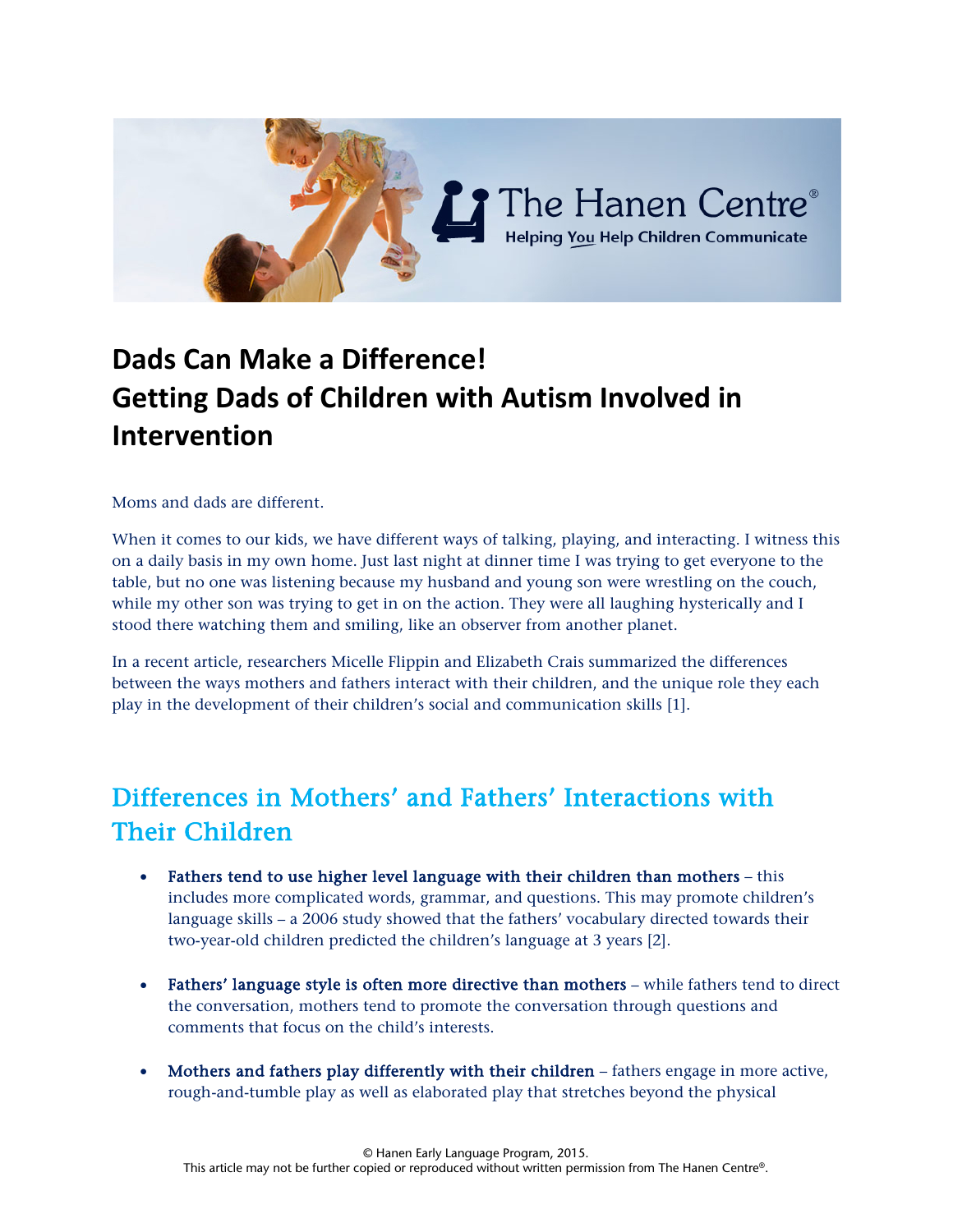# Dads Can Make a Difference!
# Getting Dads of Children with Autism Involved in Intervention

Moms and dads are different.

When it comes to our kids, we have different ways of talking, playing, and interacting. I witness this on a daily basis in my own home. Just last night at dinner time I was trying to get everyone to the table, but no one was listening because my husband and young son were wrestling on the couch, while my other son was trying to get in on the action. They were all laughing hysterically and I stood there watching them and smiling, like an observer from another planet.

In a recent article, researchers Micelle Flippin and Elizabeth Crais summarized the differences between the ways mothers and fathers interact with their children, and the unique role they each play in the development of their children's social and communication skills [1].

## Differences in Mothers' and Fathers' Interactions with Their Children

- **Fathers tend to use higher level language with their children than mothers** – this includes more complicated words, grammar, and questions. This may promote children's language skills – a 2006 study showed that the fathers' vocabulary directed towards their two-year-old children predicted the children's language at 3 years [2].
- **Fathers' language style is often more directive than mothers** – while fathers tend to direct the conversation, mothers tend to promote the conversation through questions and comments that focus on the child's interests.
- **Mothers and fathers play differently with their children** – fathers engage in more active, rough-and-tumble play as well as elaborated play that stretches beyond the physical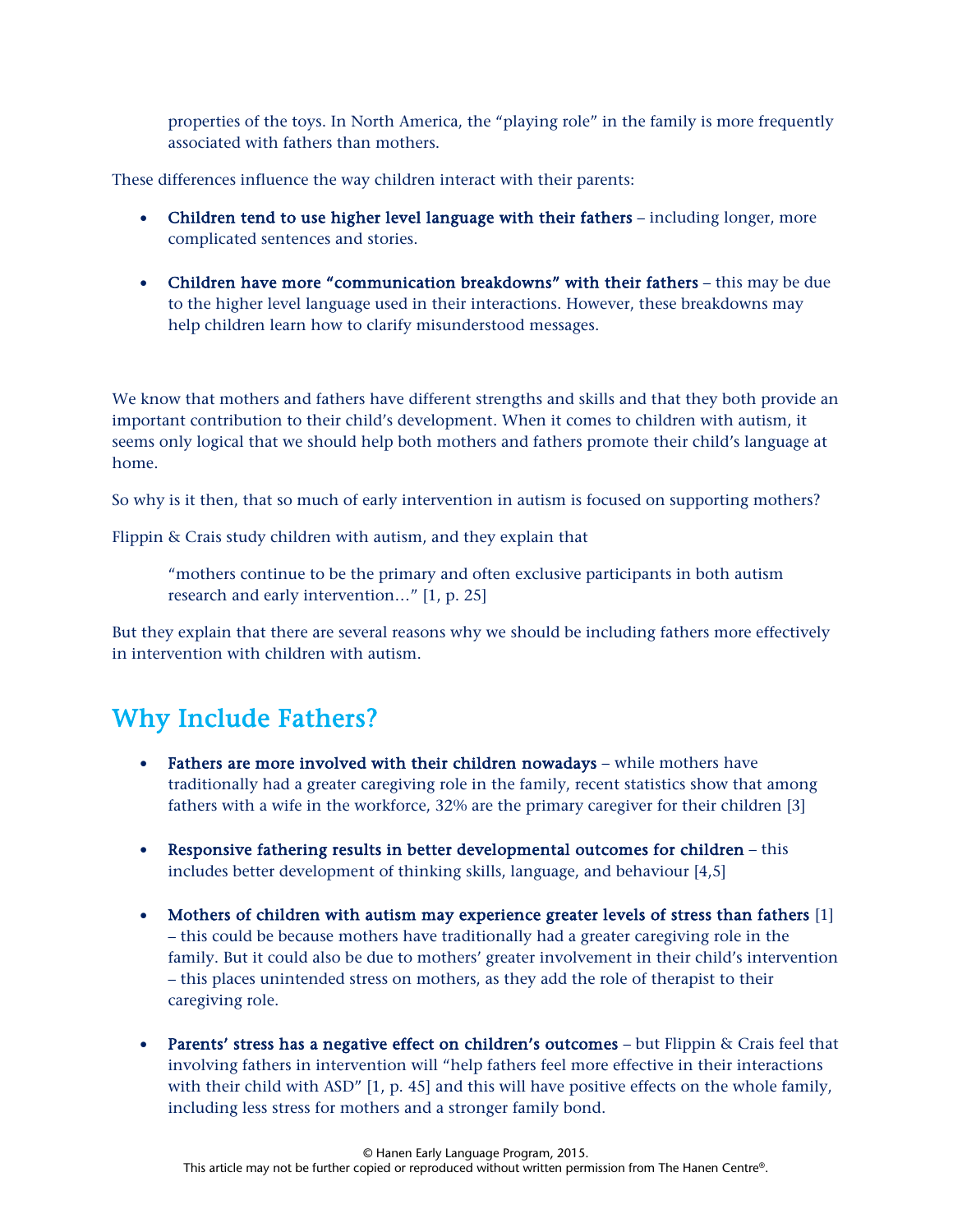properties of the toys. In North America, the "playing role" in the family is more frequently associated with fathers than mothers.

These differences influence the way children interact with their parents:

- **Children tend to use higher level language with their fathers** – including longer, more complicated sentences and stories.
- **Children have more "communication breakdowns" with their fathers** – this may be due to the higher level language used in their interactions. However, these breakdowns may help children learn how to clarify misunderstood messages.

We know that mothers and fathers have different strengths and skills and that they both provide an important contribution to their child's development. When it comes to children with autism, it seems only logical that we should help both mothers and fathers promote their child's language at home.

So why is it then, that so much of early intervention in autism is focused on supporting mothers?

Flippin & Crais study children with autism, and they explain that

> "mothers continue to be the primary and often exclusive participants in both autism research and early intervention…" [1, p. 25]

But they explain that there are several reasons why we should be including fathers more effectively in intervention with children with autism.

## Why Include Fathers?

- **Fathers are more involved with their children nowadays** – while mothers have traditionally had a greater caregiving role in the family, recent statistics show that among fathers with a wife in the workforce, 32% are the primary caregiver for their children [3]
- **Responsive fathering results in better developmental outcomes for children** – this includes better development of thinking skills, language, and behaviour [4,5]
- **Mothers of children with autism may experience greater levels of stress than fathers** [1] – this could be because mothers have traditionally had a greater caregiving role in the family. But it could also be due to mothers' greater involvement in their child's intervention – this places unintended stress on mothers, as they add the role of therapist to their caregiving role.
- **Parents' stress has a negative effect on children's outcomes** – but Flippin & Crais feel that involving fathers in intervention will "help fathers feel more effective in their interactions with their child with ASD" [1, p. 45] and this will have positive effects on the whole family, including less stress for mothers and a stronger family bond.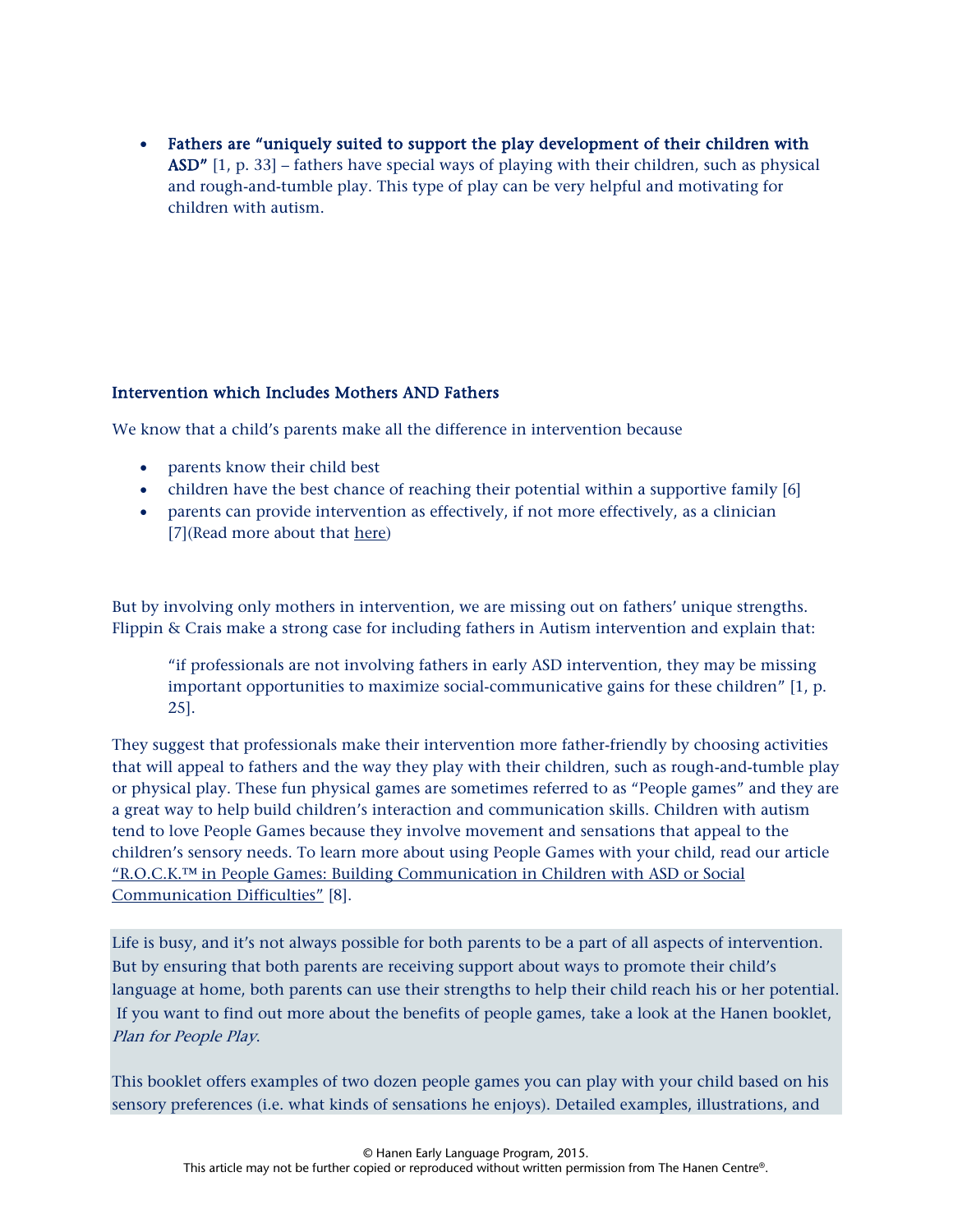- **Fathers are "uniquely suited to support the play development of their children with ASD"** [1, p. 33] – fathers have special ways of playing with their children, such as physical and rough-and-tumble play. This type of play can be very helpful and motivating for children with autism.

### Intervention which Includes Mothers AND Fathers

We know that a child's parents make all the difference in intervention because

- parents know their child best
- children have the best chance of reaching their potential within a supportive family [6]
- parents can provide intervention as effectively, if not more effectively, as a clinician [7](Read more about that here)

But by involving only mothers in intervention, we are missing out on fathers' unique strengths. Flippin & Crais make a strong case for including fathers in Autism intervention and explain that:

> "if professionals are not involving fathers in early ASD intervention, they may be missing important opportunities to maximize social-communicative gains for these children" [1, p. 25].

They suggest that professionals make their intervention more father-friendly by choosing activities that will appeal to fathers and the way they play with their children, such as rough-and-tumble play or physical play. These fun physical games are sometimes referred to as "People games" and they are a great way to help build children's interaction and communication skills. Children with autism tend to love People Games because they involve movement and sensations that appeal to the children's sensory needs. To learn more about using People Games with your child, read our article "R.O.C.K.™ in People Games: Building Communication in Children with ASD or Social Communication Difficulties" [8].

Life is busy, and it's not always possible for both parents to be a part of all aspects of intervention. But by ensuring that both parents are receiving support about ways to promote their child's language at home, both parents can use their strengths to help their child reach his or her potential. If you want to find out more about the benefits of people games, take a look at the Hanen booklet, *Plan for People Play*.

This booklet offers examples of two dozen people games you can play with your child based on his sensory preferences (i.e. what kinds of sensations he enjoys). Detailed examples, illustrations, and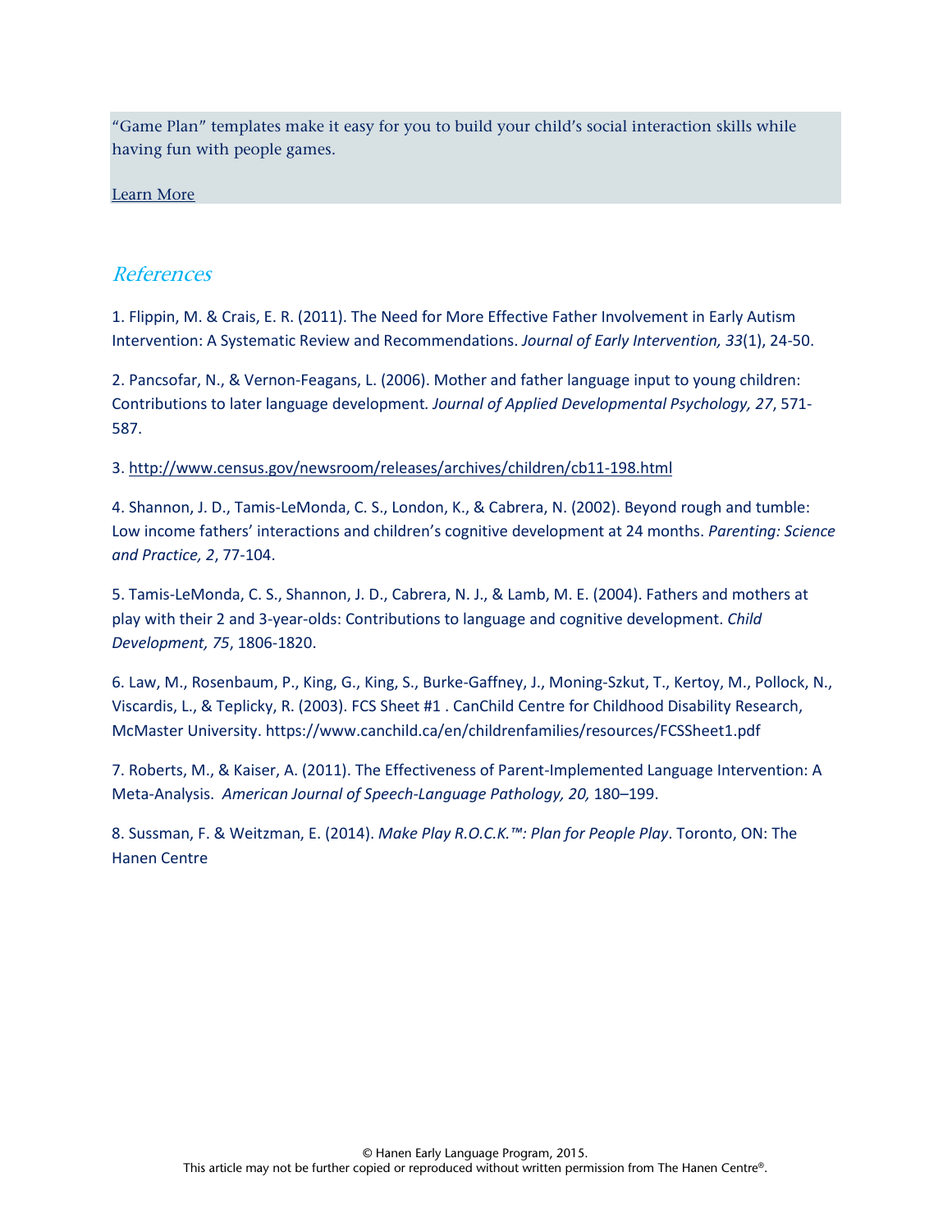"Game Plan" templates make it easy for you to build your child's social interaction skills while having fun with people games.

Learn More

## *References*

1. Flippin, M. & Crais, E. R. (2011). The Need for More Effective Father Involvement in Early Autism Intervention: A Systematic Review and Recommendations. *Journal of Early Intervention, 33*(1), 24-50.

2. Pancsofar, N., & Vernon-Feagans, L. (2006). Mother and father language input to young children: Contributions to later language development. *Journal of Applied Developmental Psychology, 27*, 571-587.

3. http://www.census.gov/newsroom/releases/archives/children/cb11-198.html

4. Shannon, J. D., Tamis-LeMonda, C. S., London, K., & Cabrera, N. (2002). Beyond rough and tumble: Low income fathers' interactions and children's cognitive development at 24 months. *Parenting: Science and Practice, 2*, 77-104.

5. Tamis-LeMonda, C. S., Shannon, J. D., Cabrera, N. J., & Lamb, M. E. (2004). Fathers and mothers at play with their 2 and 3-year-olds: Contributions to language and cognitive development. *Child Development, 75*, 1806-1820.

6. Law, M., Rosenbaum, P., King, G., King, S., Burke-Gaffney, J., Moning-Szkut, T., Kertoy, M., Pollock, N., Viscardis, L., & Teplicky, R. (2003). FCS Sheet #1 . CanChild Centre for Childhood Disability Research, McMaster University. https://www.canchild.ca/en/childrenfamilies/resources/FCSSheet1.pdf

7. Roberts, M., & Kaiser, A. (2011). The Effectiveness of Parent-Implemented Language Intervention: A Meta-Analysis. *American Journal of Speech-Language Pathology, 20,* 180–199.

8. Sussman, F. & Weitzman, E. (2014). *Make Play R.O.C.K.™: Plan for People Play*. Toronto, ON: The Hanen Centre

© Hanen Early Language Program, 2015.
This article may not be further copied or reproduced without written permission from The Hanen Centre®.